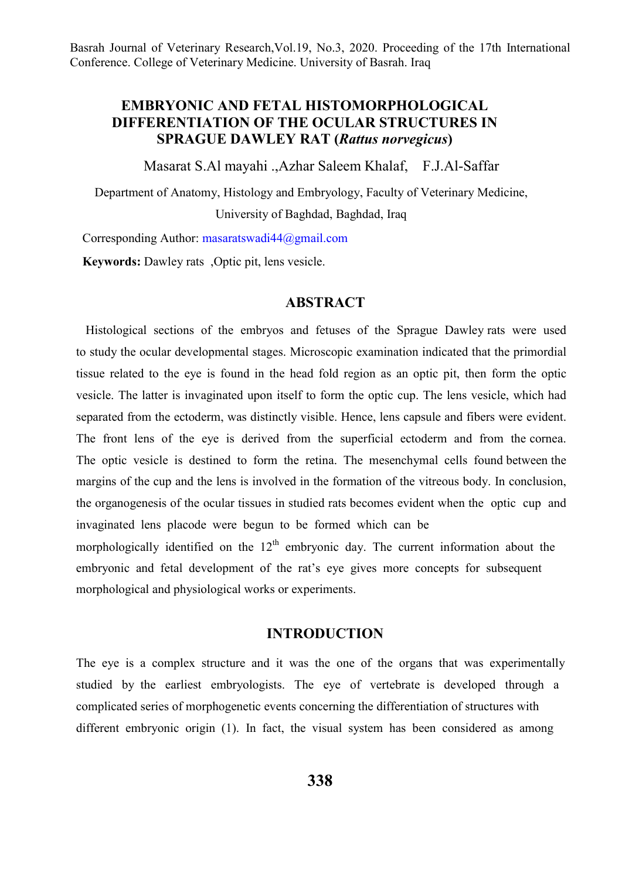# EMBRYONIC AND FETAL HISTOMORPHOLOGICAL DIFFERENTIATION OF THE OCULAR STRUCTURES IN SPRAGUE DAWLEY RAT (*Rattus norvegicus*)

Masarat S.Al mayahi .,Azhar Saleem Khalaf, F.J.Al-Saffar

Department of Anatomy, Histology and Embryology, Faculty of Veterinary Medicine, University of Baghdad, Baghdad, Iraq

Corresponding Author: masaratswadi44@gmail.com

**Keywords:** Dawley rats ,Optic pit, lens vesicle.

## ABSTRACT

Histological sections of the embryos and fetuses of the Sprague Dawley rats were used to study the ocular developmental stages. Microscopic examination indicated that the primordial tissue related to the eye is found in the head fold region as an optic pit, then form the optic vesicle. The latter is invaginated upon itself to form the optic cup. The lens vesicle, which had separated from the ectoderm, was distinctly visible. Hence, lens capsule and fibers were evident. The front lens of the eye is derived from the superficial ectoderm and from the cornea. The optic vesicle is destined to form the retina. The mesenchymal cells found between the margins of the cup and the lens is involved in the formation of the vitreous body. In conclusion, the organogenesis of the ocular tissues in studied rats becomes evident when the optic cup and invaginated lens placode were begun to be formed which can be morphologically identified on the 12$^{th}$ embryonic day. The current information about the embryonic and fetal development of the rat's eye gives more concepts for subsequent morphological and physiological works or experiments.

## INTRODUCTION

The eye is a complex structure and it was the one of the organs that was experimentally studied by the earliest embryologists. The eye of vertebrate is developed through a complicated series of morphogenetic events concerning the differentiation of structures with different embryonic origin (1). In fact, the visual system has been considered as among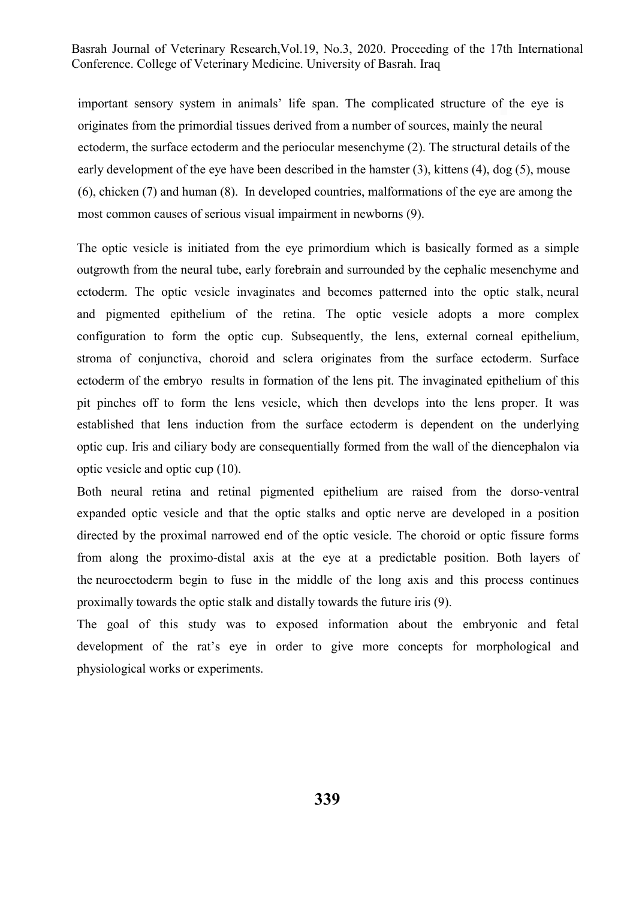important sensory system in animals' life span. The complicated structure of the eye is originates from the primordial tissues derived from a number of sources, mainly the neural ectoderm, the surface ectoderm and the periocular mesenchyme (2). The structural details of the early development of the eye have been described in the hamster (3), kittens (4), dog (5), mouse (6), chicken (7) and human (8). In developed countries, malformations of the eye are among the most common causes of serious visual impairment in newborns (9).

The optic vesicle is initiated from the eye primordium which is basically formed as a simple outgrowth from the neural tube, early forebrain and surrounded by the cephalic mesenchyme and ectoderm. The optic vesicle invaginates and becomes patterned into the optic stalk, neural and pigmented epithelium of the retina. The optic vesicle adopts a more complex configuration to form the optic cup. Subsequently, the lens, external corneal epithelium, stroma of conjunctiva, choroid and sclera originates from the surface ectoderm. Surface ectoderm of the embryo results in formation of the lens pit. The invaginated epithelium of this pit pinches off to form the lens vesicle, which then develops into the lens proper. It was established that lens induction from the surface ectoderm is dependent on the underlying optic cup. Iris and ciliary body are consequentially formed from the wall of the diencephalon via optic vesicle and optic cup (10).

Both neural retina and retinal pigmented epithelium are raised from the dorso-ventral expanded optic vesicle and that the optic stalks and optic nerve are developed in a position directed by the proximal narrowed end of the optic vesicle. The choroid or optic fissure forms from along the proximo-distal axis at the eye at a predictable position. Both layers of the neuroectoderm begin to fuse in the middle of the long axis and this process continues proximally towards the optic stalk and distally towards the future iris (9).

The goal of this study was to exposed information about the embryonic and fetal development of the rat's eye in order to give more concepts for morphological and physiological works or experiments.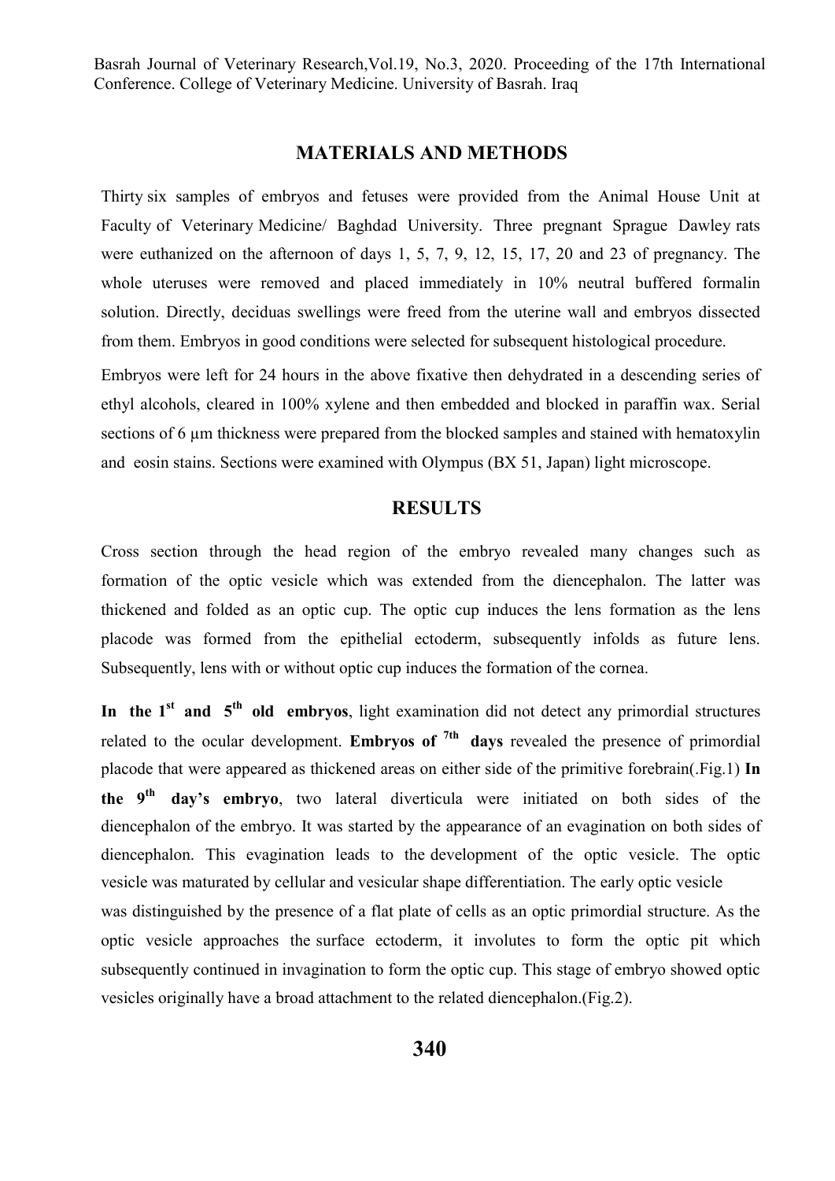## MATERIALS AND METHODS

Thirty six samples of embryos and fetuses were provided from the Animal House Unit at Faculty of Veterinary Medicine/ Baghdad University. Three pregnant Sprague Dawley rats were euthanized on the afternoon of days 1, 5, 7, 9, 12, 15, 17, 20 and 23 of pregnancy. The whole uteruses were removed and placed immediately in 10% neutral buffered formalin solution. Directly, deciduas swellings were freed from the uterine wall and embryos dissected from them. Embryos in good conditions were selected for subsequent histological procedure.

Embryos were left for 24 hours in the above fixative then dehydrated in a descending series of ethyl alcohols, cleared in 100% xylene and then embedded and blocked in paraffin wax. Serial sections of 6 µm thickness were prepared from the blocked samples and stained with hematoxylin and eosin stains. Sections were examined with Olympus (BX 51, Japan) light microscope.

## RESULTS

Cross section through the head region of the embryo revealed many changes such as formation of the optic vesicle which was extended from the diencephalon. The latter was thickened and folded as an optic cup. The optic cup induces the lens formation as the lens placode was formed from the epithelial ectoderm, subsequently infolds as future lens. Subsequently, lens with or without optic cup induces the formation of the cornea.

**In the 1st and 5th old embryos**, light examination did not detect any primordial structures related to the ocular development. **Embryos of 7th days** revealed the presence of primordial placode that were appeared as thickened areas on either side of the primitive forebrain(.Fig.1) **In the 9th day's embryo**, two lateral diverticula were initiated on both sides of the diencephalon of the embryo. It was started by the appearance of an evagination on both sides of diencephalon. This evagination leads to the development of the optic vesicle. The optic vesicle was maturated by cellular and vesicular shape differentiation. The early optic vesicle was distinguished by the presence of a flat plate of cells as an optic primordial structure. As the optic vesicle approaches the surface ectoderm, it involutes to form the optic pit which subsequently continued in invagination to form the optic cup. This stage of embryo showed optic vesicles originally have a broad attachment to the related diencephalon.(Fig.2).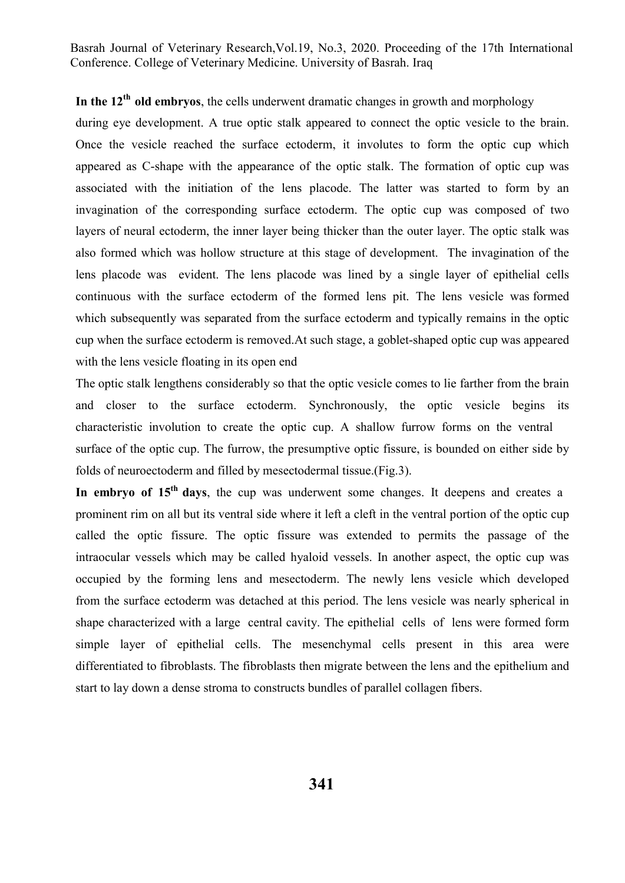**In the 12th old embryos**, the cells underwent dramatic changes in growth and morphology during eye development. A true optic stalk appeared to connect the optic vesicle to the brain. Once the vesicle reached the surface ectoderm, it involutes to form the optic cup which appeared as C-shape with the appearance of the optic stalk. The formation of optic cup was associated with the initiation of the lens placode. The latter was started to form by an invagination of the corresponding surface ectoderm. The optic cup was composed of two layers of neural ectoderm, the inner layer being thicker than the outer layer. The optic stalk was also formed which was hollow structure at this stage of development. The invagination of the lens placode was evident. The lens placode was lined by a single layer of epithelial cells continuous with the surface ectoderm of the formed lens pit. The lens vesicle was formed which subsequently was separated from the surface ectoderm and typically remains in the optic cup when the surface ectoderm is removed.At such stage, a goblet-shaped optic cup was appeared with the lens vesicle floating in its open end

The optic stalk lengthens considerably so that the optic vesicle comes to lie farther from the brain and closer to the surface ectoderm. Synchronously, the optic vesicle begins its characteristic involution to create the optic cup. A shallow furrow forms on the ventral surface of the optic cup. The furrow, the presumptive optic fissure, is bounded on either side by folds of neuroectoderm and filled by mesectodermal tissue.(Fig.3).

**In embryo of 15th days**, the cup was underwent some changes. It deepens and creates a prominent rim on all but its ventral side where it left a cleft in the ventral portion of the optic cup called the optic fissure. The optic fissure was extended to permits the passage of the intraocular vessels which may be called hyaloid vessels. In another aspect, the optic cup was occupied by the forming lens and mesectoderm. The newly lens vesicle which developed from the surface ectoderm was detached at this period. The lens vesicle was nearly spherical in shape characterized with a large central cavity. The epithelial cells of lens were formed form simple layer of epithelial cells. The mesenchymal cells present in this area were differentiated to fibroblasts. The fibroblasts then migrate between the lens and the epithelium and start to lay down a dense stroma to constructs bundles of parallel collagen fibers.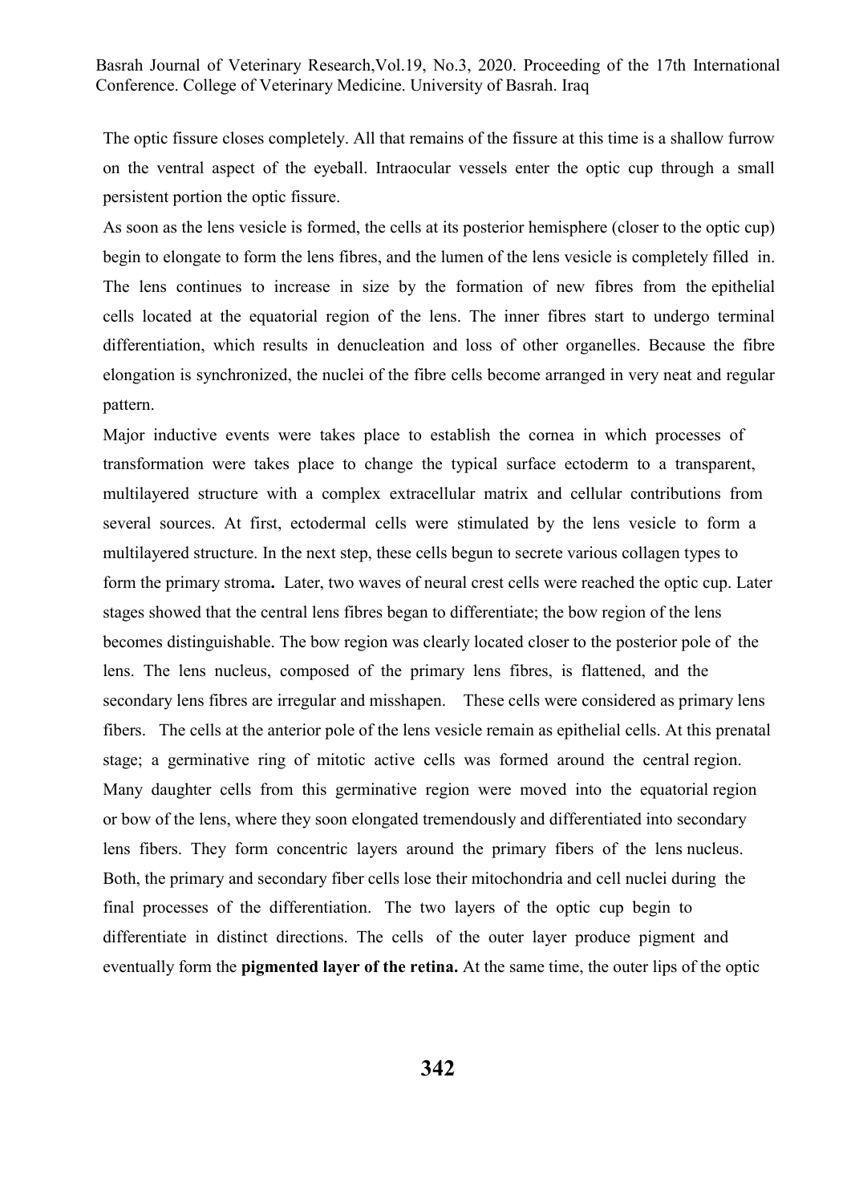The optic fissure closes completely. All that remains of the fissure at this time is a shallow furrow on the ventral aspect of the eyeball. Intraocular vessels enter the optic cup through a small persistent portion the optic fissure.

As soon as the lens vesicle is formed, the cells at its posterior hemisphere (closer to the optic cup) begin to elongate to form the lens fibres, and the lumen of the lens vesicle is completely filled in. The lens continues to increase in size by the formation of new fibres from the epithelial cells located at the equatorial region of the lens. The inner fibres start to undergo terminal differentiation, which results in denucleation and loss of other organelles. Because the fibre elongation is synchronized, the nuclei of the fibre cells become arranged in very neat and regular pattern.

Major inductive events were takes place to establish the cornea in which processes of transformation were takes place to change the typical surface ectoderm to a transparent, multilayered structure with a complex extracellular matrix and cellular contributions from several sources. At first, ectodermal cells were stimulated by the lens vesicle to form a multilayered structure. In the next step, these cells begun to secrete various collagen types to form the primary stroma**.** Later, two waves of neural crest cells were reached the optic cup. Later stages showed that the central lens fibres began to differentiate; the bow region of the lens becomes distinguishable. The bow region was clearly located closer to the posterior pole of the lens. The lens nucleus, composed of the primary lens fibres, is flattened, and the secondary lens fibres are irregular and misshapen. These cells were considered as primary lens fibers. The cells at the anterior pole of the lens vesicle remain as epithelial cells. At this prenatal stage; a germinative ring of mitotic active cells was formed around the central region. Many daughter cells from this germinative region were moved into the equatorial region or bow of the lens, where they soon elongated tremendously and differentiated into secondary lens fibers. They form concentric layers around the primary fibers of the lens nucleus. Both, the primary and secondary fiber cells lose their mitochondria and cell nuclei during the final processes of the differentiation. The two layers of the optic cup begin to differentiate in distinct directions. The cells of the outer layer produce pigment and eventually form the **pigmented layer of the retina.** At the same time, the outer lips of the optic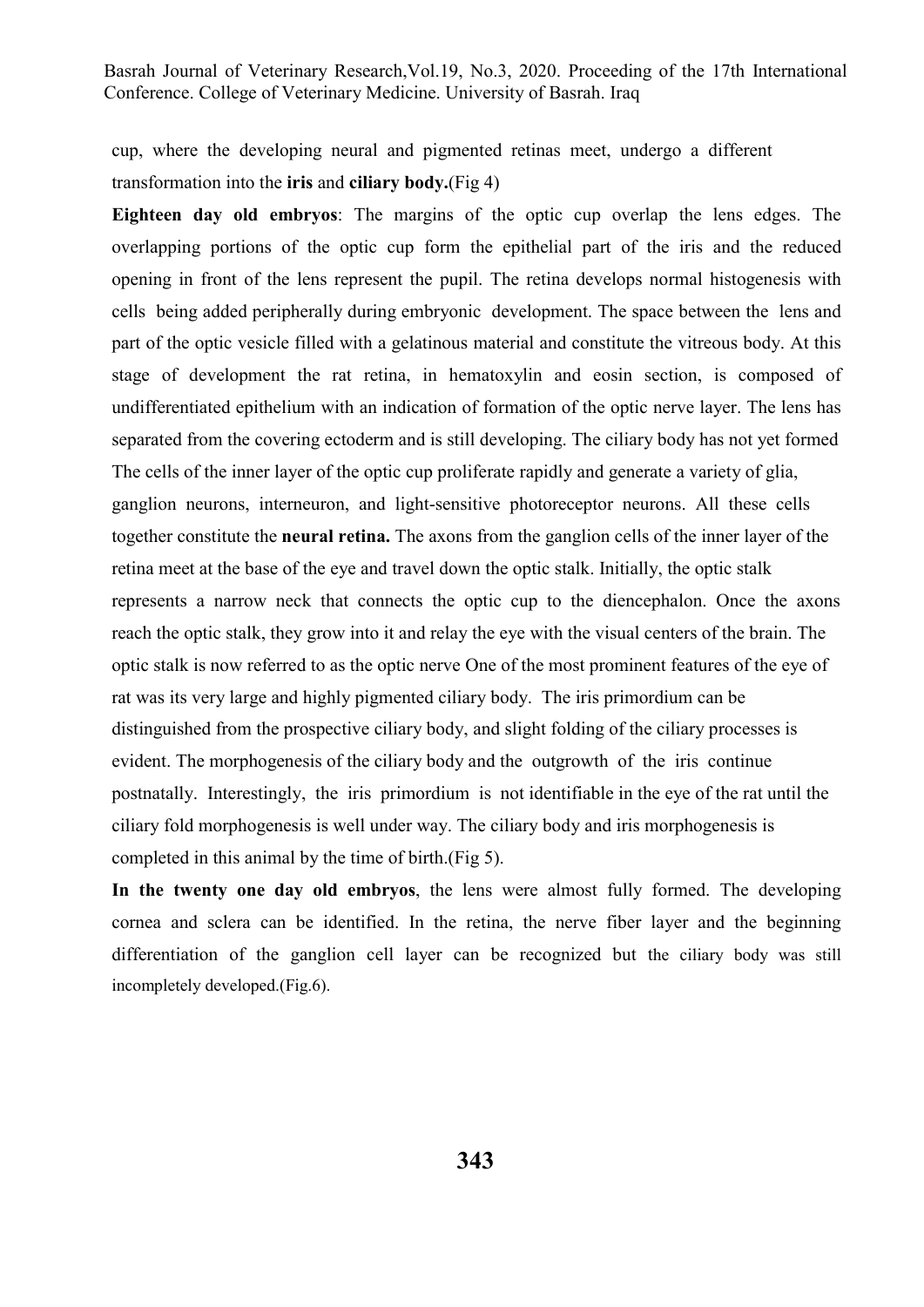cup, where the developing neural and pigmented retinas meet, undergo a different transformation into the **iris** and **ciliary body.**(Fig 4)

**Eighteen day old embryos**: The margins of the optic cup overlap the lens edges. The overlapping portions of the optic cup form the epithelial part of the iris and the reduced opening in front of the lens represent the pupil. The retina develops normal histogenesis with cells being added peripherally during embryonic development. The space between the lens and part of the optic vesicle filled with a gelatinous material and constitute the vitreous body. At this stage of development the rat retina, in hematoxylin and eosin section, is composed of undifferentiated epithelium with an indication of formation of the optic nerve layer. The lens has separated from the covering ectoderm and is still developing. The ciliary body has not yet formed The cells of the inner layer of the optic cup proliferate rapidly and generate a variety of glia, ganglion neurons, interneuron, and light-sensitive photoreceptor neurons. All these cells together constitute the **neural retina.** The axons from the ganglion cells of the inner layer of the retina meet at the base of the eye and travel down the optic stalk. Initially, the optic stalk represents a narrow neck that connects the optic cup to the diencephalon. Once the axons reach the optic stalk, they grow into it and relay the eye with the visual centers of the brain. The optic stalk is now referred to as the optic nerve One of the most prominent features of the eye of rat was its very large and highly pigmented ciliary body. The iris primordium can be distinguished from the prospective ciliary body, and slight folding of the ciliary processes is evident. The morphogenesis of the ciliary body and the outgrowth of the iris continue postnatally. Interestingly, the iris primordium is not identifiable in the eye of the rat until the ciliary fold morphogenesis is well under way. The ciliary body and iris morphogenesis is completed in this animal by the time of birth.(Fig 5).

**In the twenty one day old embryos**, the lens were almost fully formed. The developing cornea and sclera can be identified. In the retina, the nerve fiber layer and the beginning differentiation of the ganglion cell layer can be recognized but the ciliary body was still incompletely developed.(Fig.6).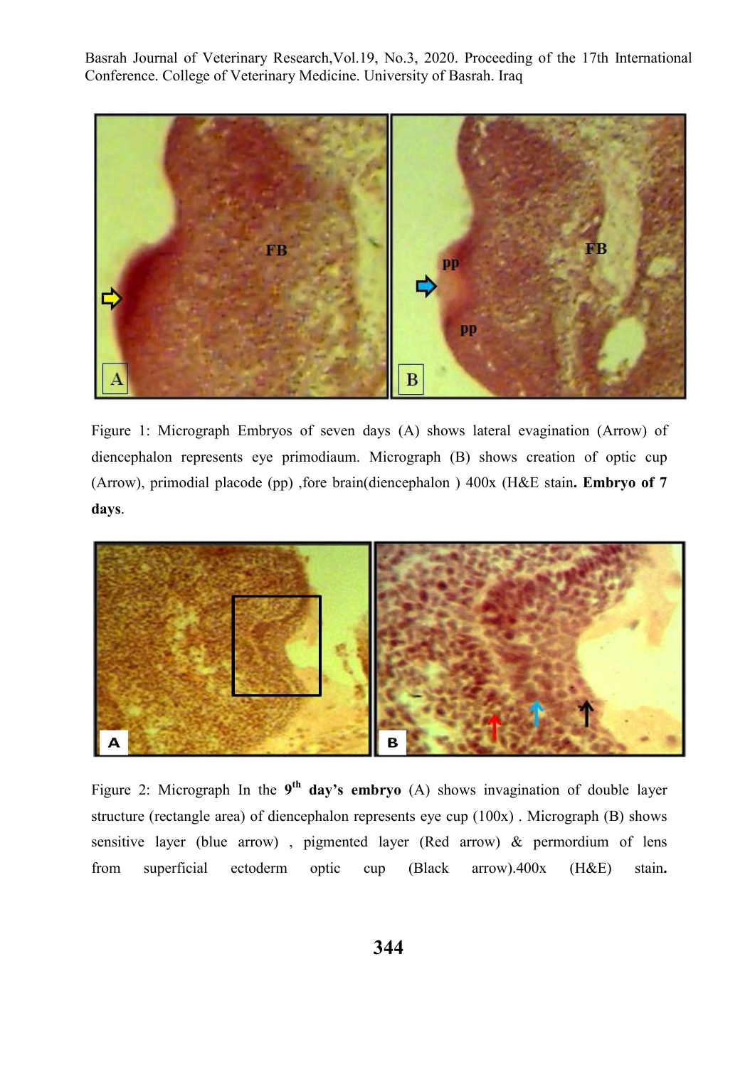Figure 1: Micrograph Embryos of seven days (A) shows lateral evagination (Arrow) of diencephalon represents eye primodiaum. Micrograph (B) shows creation of optic cup (Arrow), primodial placode (pp) ,fore brain(diencephalon ) 400x (H&E stain**. Embryo of 7 days**.

Figure 2: Micrograph In the **9th day's embryo** (A) shows invagination of double layer structure (rectangle area) of diencephalon represents eye cup (100x) . Micrograph (B) shows sensitive layer (blue arrow) , pigmented layer (Red arrow) & permordium of lens from superficial ectoderm optic cup (Black arrow).400x (H&E) stain**.**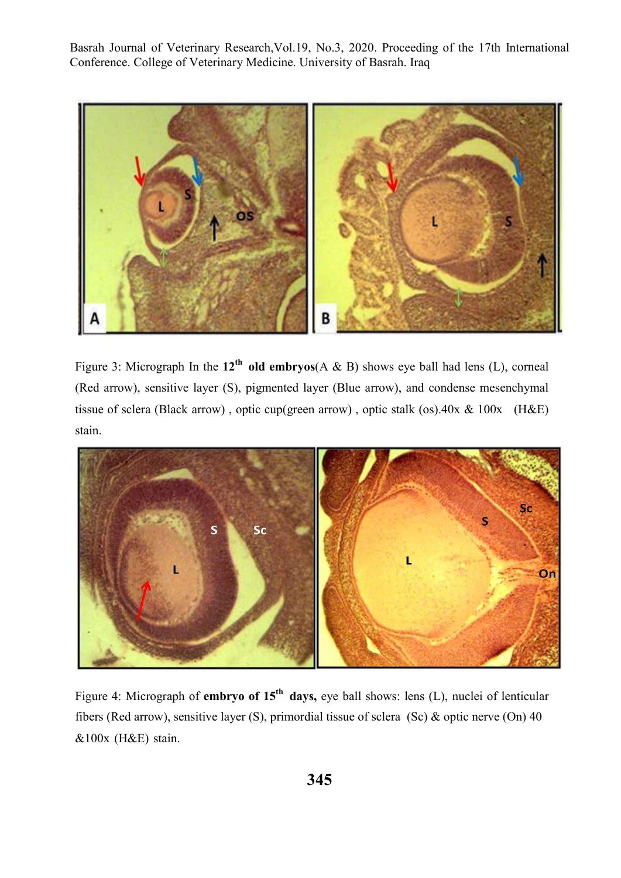Figure 3: Micrograph In the **12th old embryos**(A & B) shows eye ball had lens (L), corneal (Red arrow), sensitive layer (S), pigmented layer (Blue arrow), and condense mesenchymal tissue of sclera (Black arrow) , optic cup(green arrow) , optic stalk (os).40x & 100x (H&E) stain.

Figure 4: Micrograph of **embryo of 15th days,** eye ball shows: lens (L), nuclei of lenticular fibers (Red arrow), sensitive layer (S), primordial tissue of sclera (Sc) & optic nerve (On) 40 &100x (H&E) stain.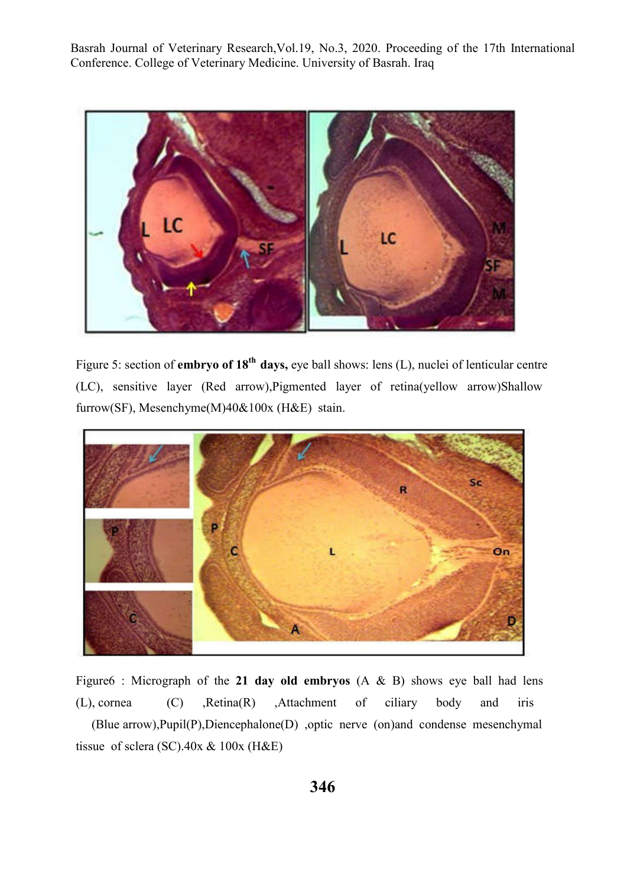Figure 5: section of **embryo of 18th days,** eye ball shows: lens (L), nuclei of lenticular centre (LC), sensitive layer (Red arrow),Pigmented layer of retina(yellow arrow)Shallow furrow(SF), Mesenchyme(M)40&100x (H&E) stain.

Figure6 : Micrograph of the **21 day old embryos** (A & B) shows eye ball had lens (L), cornea (C) ,Retina(R) ,Attachment of ciliary body and iris (Blue arrow),Pupil(P),Diencephalone(D) ,optic nerve (on)and condense mesenchymal tissue of sclera (SC).40x & 100x (H&E)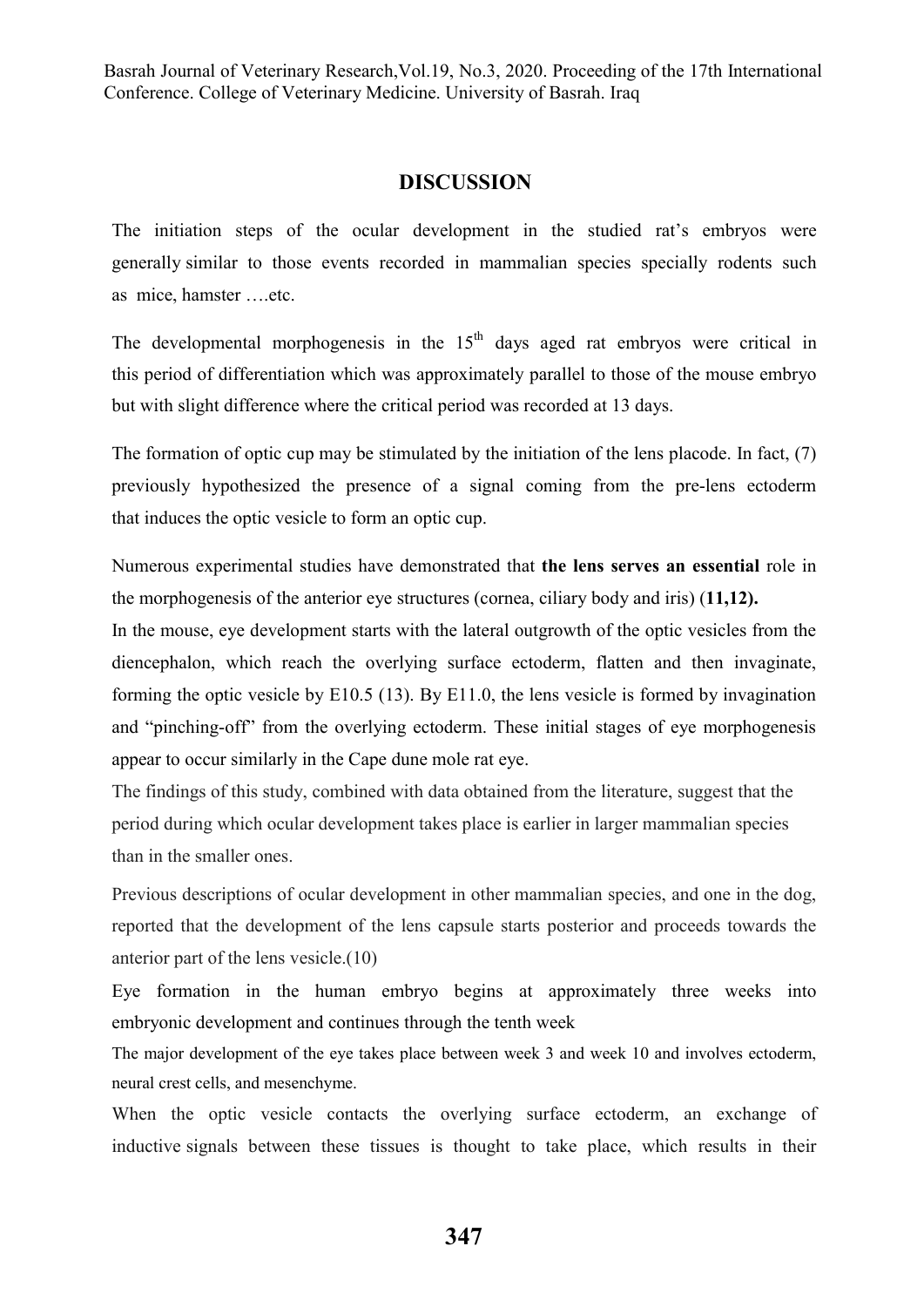## DISCUSSION

The initiation steps of the ocular development in the studied rat's embryos were generally similar to those events recorded in mammalian species specially rodents such as mice, hamster ….etc.

The developmental morphogenesis in the $15^{th}$ days aged rat embryos were critical in this period of differentiation which was approximately parallel to those of the mouse embryo but with slight difference where the critical period was recorded at 13 days.

The formation of optic cup may be stimulated by the initiation of the lens placode. In fact, (7) previously hypothesized the presence of a signal coming from the pre-lens ectoderm that induces the optic vesicle to form an optic cup.

Numerous experimental studies have demonstrated that **the lens serves an essential** role in the morphogenesis of the anterior eye structures (cornea, ciliary body and iris) (**11,12).**

In the mouse, eye development starts with the lateral outgrowth of the optic vesicles from the diencephalon, which reach the overlying surface ectoderm, flatten and then invaginate, forming the optic vesicle by E10.5 (13). By E11.0, the lens vesicle is formed by invagination and "pinching-off" from the overlying ectoderm. These initial stages of eye morphogenesis appear to occur similarly in the Cape dune mole rat eye.

The findings of this study, combined with data obtained from the literature, suggest that the period during which ocular development takes place is earlier in larger mammalian species than in the smaller ones.

Previous descriptions of ocular development in other mammalian species, and one in the dog, reported that the development of the lens capsule starts posterior and proceeds towards the anterior part of the lens vesicle.(10)

Eye formation in the human embryo begins at approximately three weeks into embryonic development and continues through the tenth week

The major development of the eye takes place between week 3 and week 10 and involves ectoderm, neural crest cells, and mesenchyme.

When the optic vesicle contacts the overlying surface ectoderm, an exchange of inductive signals between these tissues is thought to take place, which results in their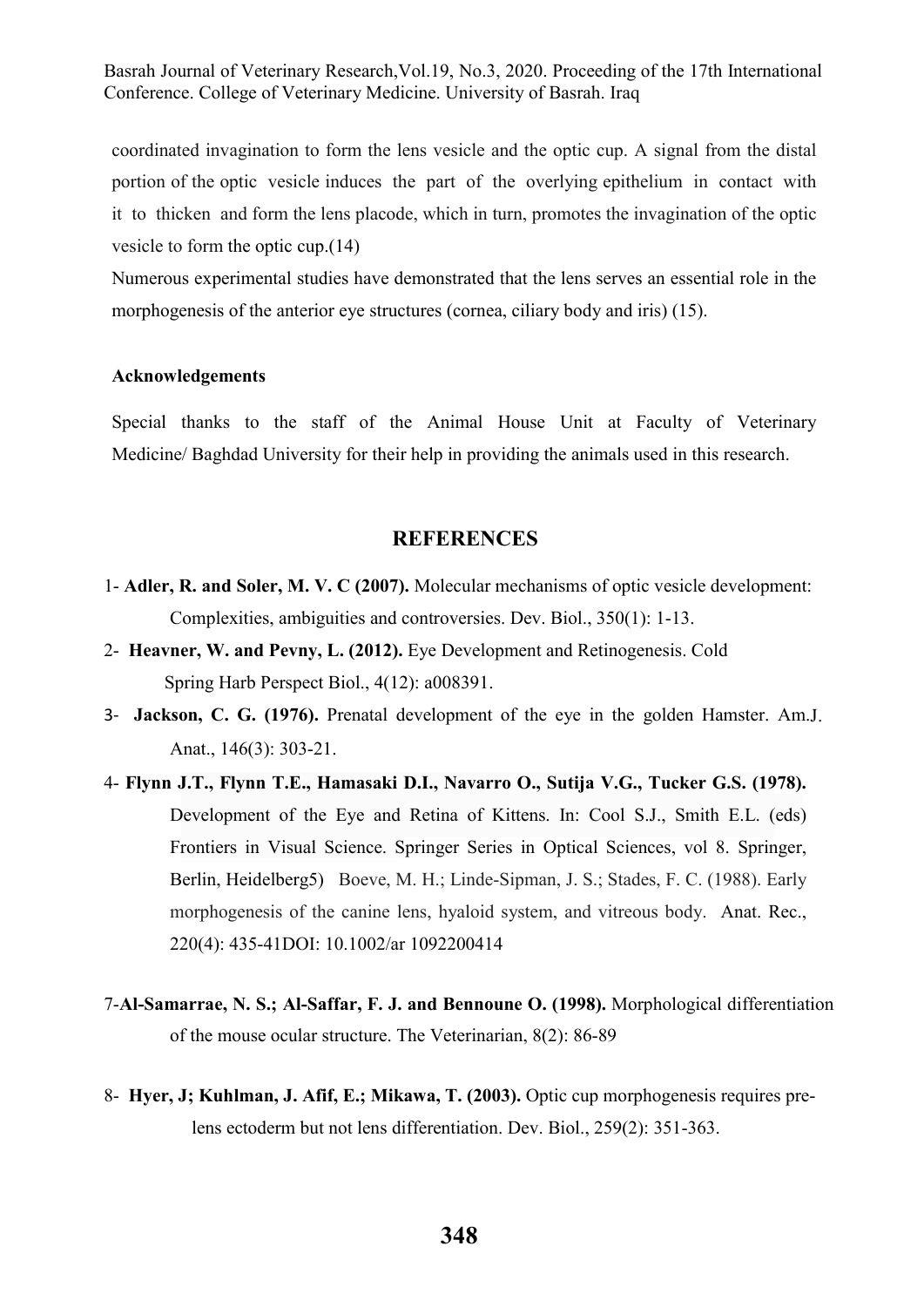coordinated invagination to form the lens vesicle and the optic cup. A signal from the distal portion of the optic vesicle induces the part of the overlying epithelium in contact with it to thicken and form the lens placode, which in turn, promotes the invagination of the optic vesicle to form the optic cup.(14)

Numerous experimental studies have demonstrated that the lens serves an essential role in the morphogenesis of the anterior eye structures (cornea, ciliary body and iris) (15).

**Acknowledgements**

Special thanks to the staff of the Animal House Unit at Faculty of Veterinary Medicine/ Baghdad University for their help in providing the animals used in this research.

## REFERENCES

1- **Adler, R. and Soler, M. V. C (2007).** Molecular mechanisms of optic vesicle development: Complexities, ambiguities and controversies. Dev. Biol., 350(1): 1-13.

2- **Heavner, W. and Pevny, L. (2012).** Eye Development and Retinogenesis. Cold Spring Harb Perspect Biol., 4(12): a008391.

3- **Jackson, C. G. (1976).** Prenatal development of the eye in the golden Hamster. Am.J. Anat., 146(3): 303-21.

4- **Flynn J.T., Flynn T.E., Hamasaki D.I., Navarro O., Sutija V.G., Tucker G.S. (1978).** Development of the Eye and Retina of Kittens. In: Cool S.J., Smith E.L. (eds) Frontiers in Visual Science. Springer Series in Optical Sciences, vol 8. Springer, Berlin, Heidelberg5) Boeve, M. H.; Linde-Sipman, J. S.; Stades, F. C. (1988). Early morphogenesis of the canine lens, hyaloid system, and vitreous body. Anat. Rec., 220(4): 435-41DOI: 10.1002/ar 1092200414

7-**Al-Samarrae, N. S.; Al-Saffar, F. J. and Bennoune O. (1998).** Morphological differentiation of the mouse ocular structure. The Veterinarian, 8(2): 86-89

8- **Hyer, J; Kuhlman, J. Afif, E.; Mikawa, T. (2003).** Optic cup morphogenesis requires pre-lens ectoderm but not lens differentiation. Dev. Biol., 259(2): 351-363.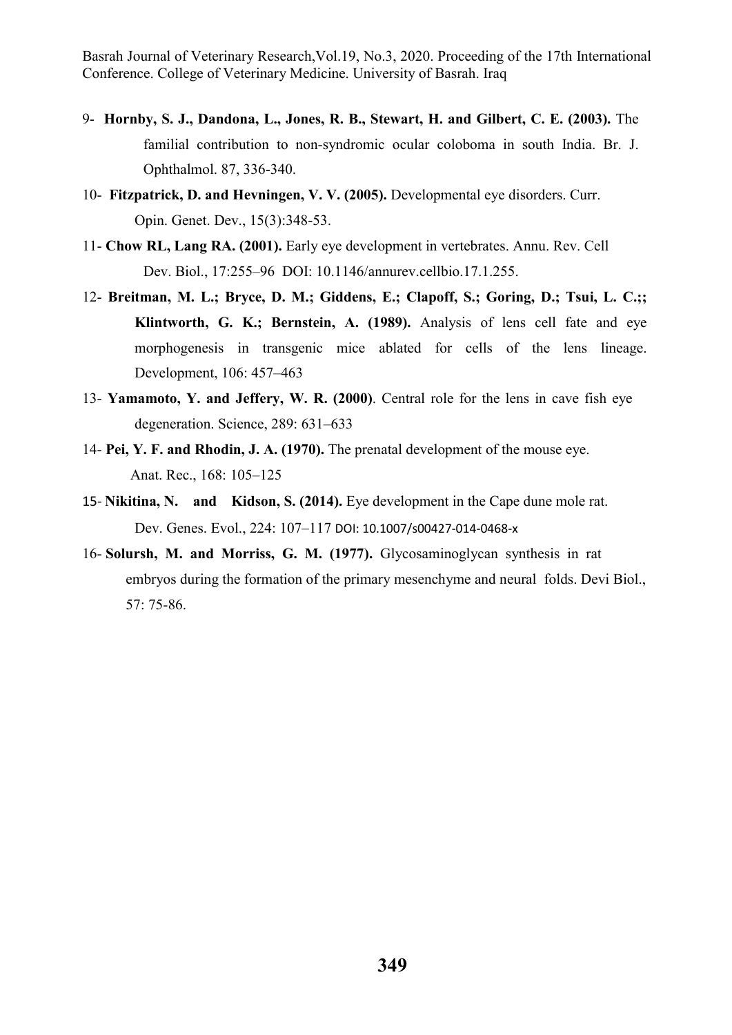9- **Hornby, S. J., Dandona, L., Jones, R. B., Stewart, H. and Gilbert, C. E. (2003).** The familial contribution to non-syndromic ocular coloboma in south India. Br. J. Ophthalmol. 87, 336-340.

10- **Fitzpatrick, D. and Hevningen, V. V. (2005).** Developmental eye disorders. Curr. Opin. Genet. Dev., 15(3):348-53.

11- **Chow RL, Lang RA. (2001).** Early eye development in vertebrates. Annu. Rev. Cell Dev. Biol., 17:255–96 DOI: 10.1146/annurev.cellbio.17.1.255.

12- **Breitman, M. L.; Bryce, D. M.; Giddens, E.; Clapoff, S.; Goring, D.; Tsui, L. C.;; Klintworth, G. K.; Bernstein, A. (1989).** Analysis of lens cell fate and eye morphogenesis in transgenic mice ablated for cells of the lens lineage. Development, 106: 457–463

13- **Yamamoto, Y. and Jeffery, W. R. (2000)**. Central role for the lens in cave fish eye degeneration. Science, 289: 631–633

14- **Pei, Y. F. and Rhodin, J. A. (1970).** The prenatal development of the mouse eye. Anat. Rec., 168: 105–125

15- **Nikitina, N. and Kidson, S. (2014).** Eye development in the Cape dune mole rat. Dev. Genes. Evol., 224: 107–117 DOI: 10.1007/s00427-014-0468-x

16- **Solursh, M. and Morriss, G. M. (1977).** Glycosaminoglycan synthesis in rat embryos during the formation of the primary mesenchyme and neural folds. Devi Biol., 57: 75-86.